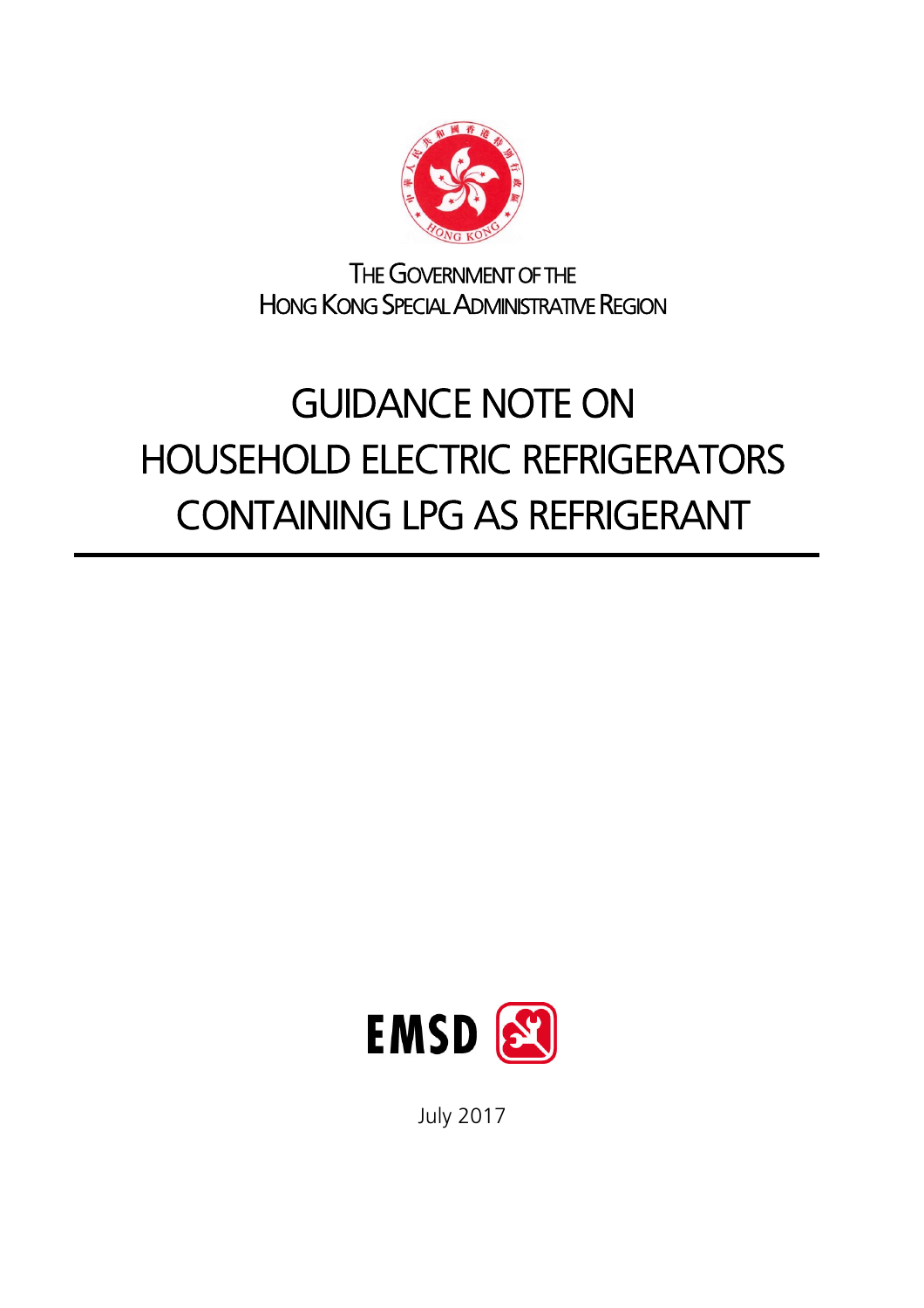THE GOVERNMENT OF THE
HONG KONG SPECIAL ADMINISTRATIVE REGION

# GUIDANCE NOTE ON HOUSEHOLD ELECTRIC REFRIGERATORS CONTAINING LPG AS REFRIGERANT

EMSD

July 2017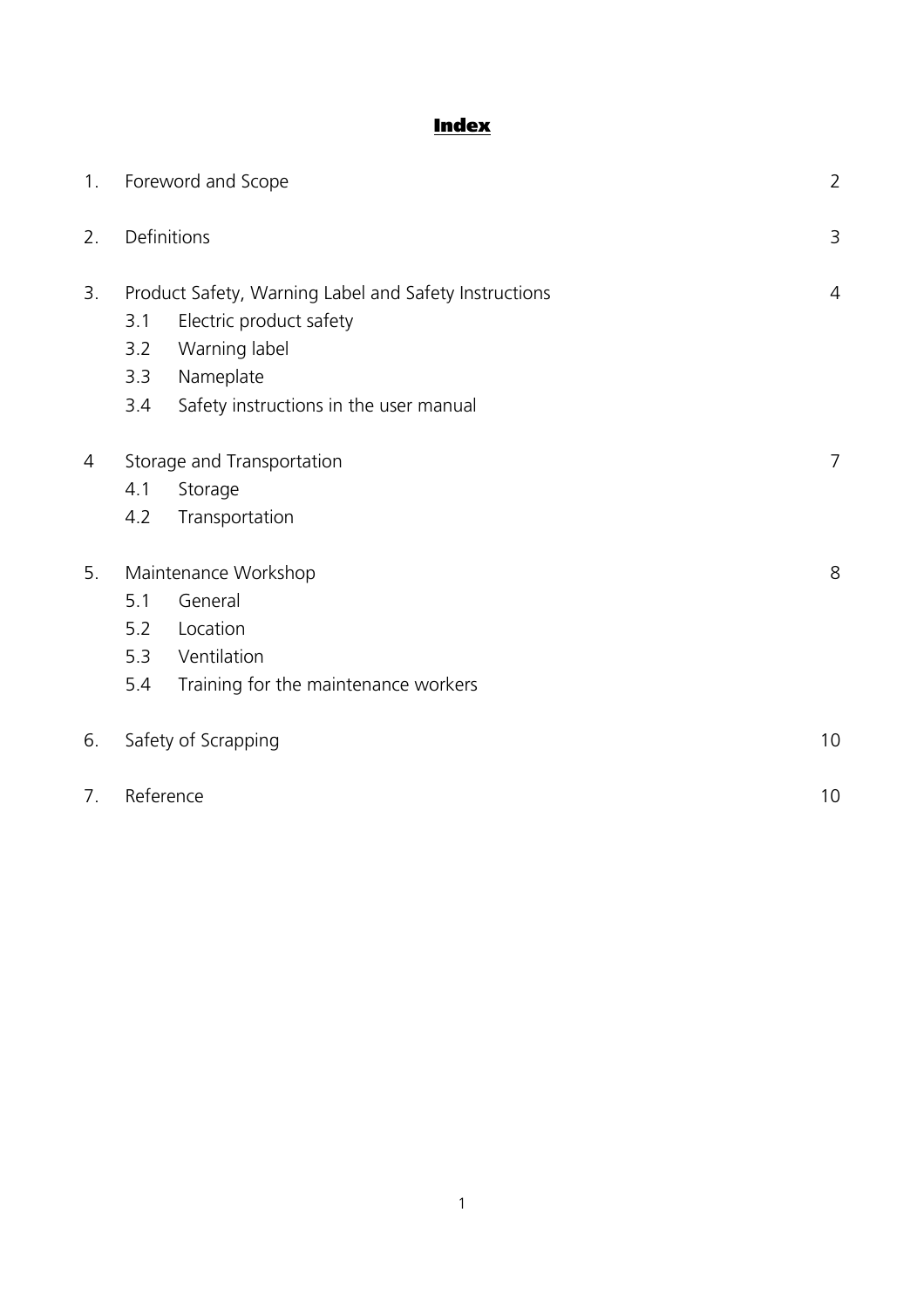# Index

| | | |
|---|---|---|
| 1. | Foreword and Scope | 2 |
| 2. | Definitions | 3 |
| 3. | Product Safety, Warning Label and Safety Instructions | 4 |
| | 3.1 Electric product safety | |
| | 3.2 Warning label | |
| | 3.3 Nameplate | |
| | 3.4 Safety instructions in the user manual | |
| 4 | Storage and Transportation | 7 |
| | 4.1 Storage | |
| | 4.2 Transportation | |
| 5. | Maintenance Workshop | 8 |
| | 5.1 General | |
| | 5.2 Location | |
| | 5.3 Ventilation | |
| | 5.4 Training for the maintenance workers | |
| 6. | Safety of Scrapping | 10 |
| 7. | Reference | 10 |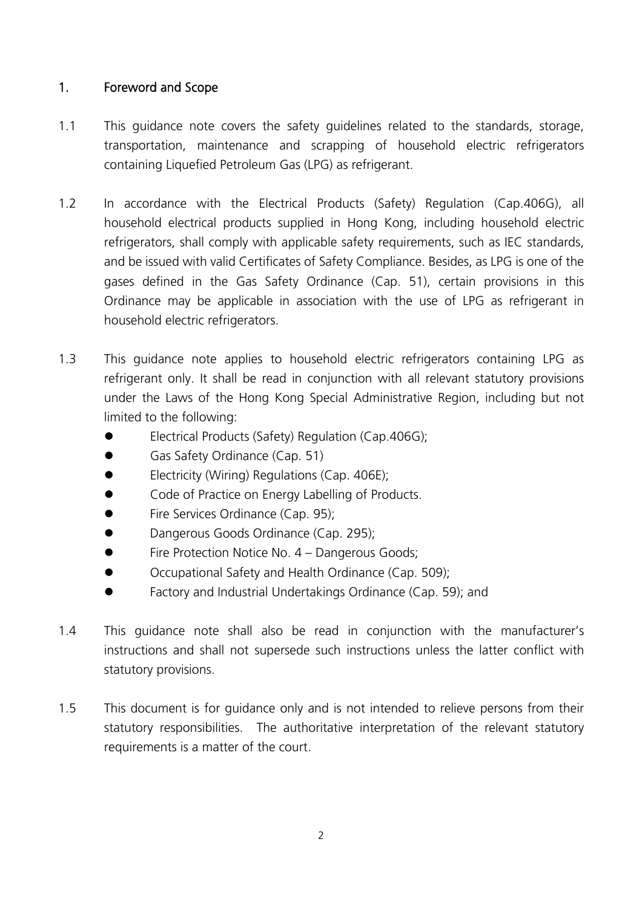## 1. Foreword and Scope

1.1 This guidance note covers the safety guidelines related to the standards, storage, transportation, maintenance and scrapping of household electric refrigerators containing Liquefied Petroleum Gas (LPG) as refrigerant.

1.2 In accordance with the Electrical Products (Safety) Regulation (Cap.406G), all household electrical products supplied in Hong Kong, including household electric refrigerators, shall comply with applicable safety requirements, such as IEC standards, and be issued with valid Certificates of Safety Compliance. Besides, as LPG is one of the gases defined in the Gas Safety Ordinance (Cap. 51), certain provisions in this Ordinance may be applicable in association with the use of LPG as refrigerant in household electric refrigerators.

1.3 This guidance note applies to household electric refrigerators containing LPG as refrigerant only. It shall be read in conjunction with all relevant statutory provisions under the Laws of the Hong Kong Special Administrative Region, including but not limited to the following:

- Electrical Products (Safety) Regulation (Cap.406G);
- Gas Safety Ordinance (Cap. 51)
- Electricity (Wiring) Regulations (Cap. 406E);
- Code of Practice on Energy Labelling of Products.
- Fire Services Ordinance (Cap. 95);
- Dangerous Goods Ordinance (Cap. 295);
- Fire Protection Notice No. 4 – Dangerous Goods;
- Occupational Safety and Health Ordinance (Cap. 509);
- Factory and Industrial Undertakings Ordinance (Cap. 59); and

1.4 This guidance note shall also be read in conjunction with the manufacturer's instructions and shall not supersede such instructions unless the latter conflict with statutory provisions.

1.5 This document is for guidance only and is not intended to relieve persons from their statutory responsibilities. The authoritative interpretation of the relevant statutory requirements is a matter of the court.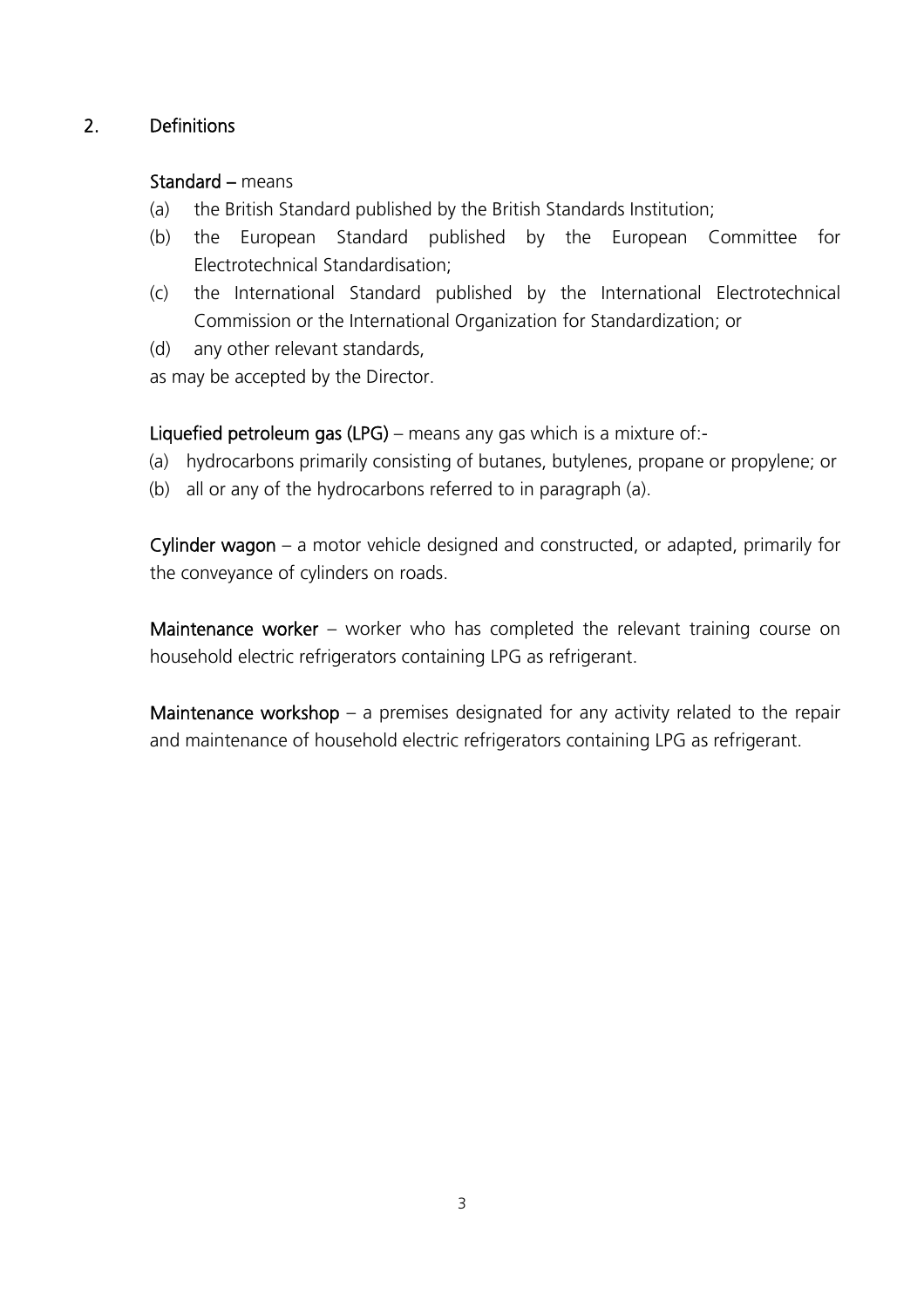## 2. Definitions

**Standard –** means

(a) the British Standard published by the British Standards Institution;

(b) the European Standard published by the European Committee for Electrotechnical Standardisation;

(c) the International Standard published by the International Electrotechnical Commission or the International Organization for Standardization; or

(d) any other relevant standards,

as may be accepted by the Director.

**Liquefied petroleum gas (LPG)** – means any gas which is a mixture of:-

(a) hydrocarbons primarily consisting of butanes, butylenes, propane or propylene; or

(b) all or any of the hydrocarbons referred to in paragraph (a).

**Cylinder wagon** – a motor vehicle designed and constructed, or adapted, primarily for the conveyance of cylinders on roads.

**Maintenance worker** – worker who has completed the relevant training course on household electric refrigerators containing LPG as refrigerant.

**Maintenance workshop** – a premises designated for any activity related to the repair and maintenance of household electric refrigerators containing LPG as refrigerant.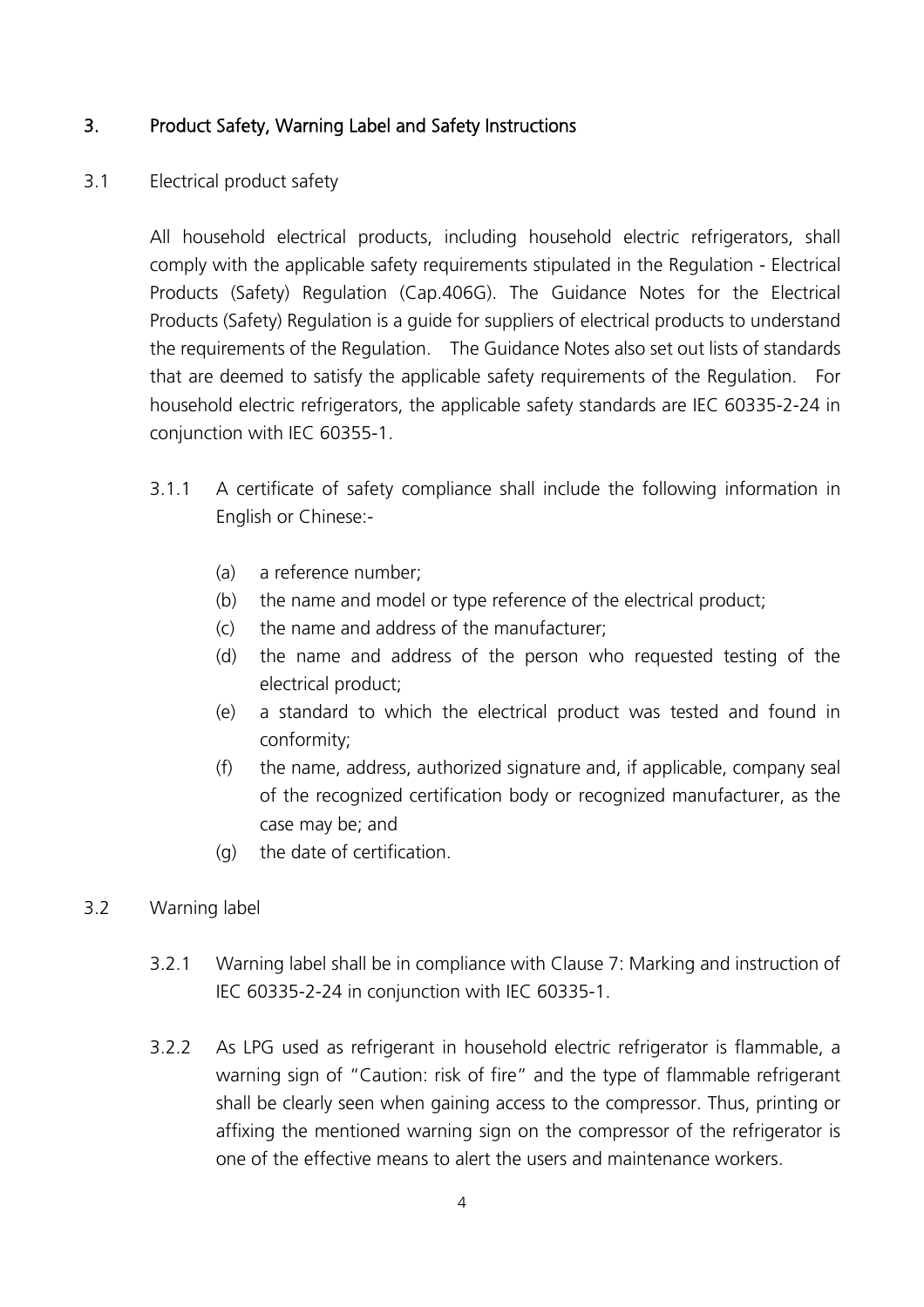## 3. Product Safety, Warning Label and Safety Instructions

### 3.1 Electrical product safety

All household electrical products, including household electric refrigerators, shall comply with the applicable safety requirements stipulated in the Regulation - Electrical Products (Safety) Regulation (Cap.406G). The Guidance Notes for the Electrical Products (Safety) Regulation is a guide for suppliers of electrical products to understand the requirements of the Regulation. The Guidance Notes also set out lists of standards that are deemed to satisfy the applicable safety requirements of the Regulation. For household electric refrigerators, the applicable safety standards are IEC 60335-2-24 in conjunction with IEC 60355-1.

3.1.1 A certificate of safety compliance shall include the following information in English or Chinese:-

(a) a reference number;

(b) the name and model or type reference of the electrical product;

(c) the name and address of the manufacturer;

(d) the name and address of the person who requested testing of the electrical product;

(e) a standard to which the electrical product was tested and found in conformity;

(f) the name, address, authorized signature and, if applicable, company seal of the recognized certification body or recognized manufacturer, as the case may be; and

(g) the date of certification.

### 3.2 Warning label

3.2.1 Warning label shall be in compliance with Clause 7: Marking and instruction of IEC 60335-2-24 in conjunction with IEC 60335-1.

3.2.2 As LPG used as refrigerant in household electric refrigerator is flammable, a warning sign of "Caution: risk of fire" and the type of flammable refrigerant shall be clearly seen when gaining access to the compressor. Thus, printing or affixing the mentioned warning sign on the compressor of the refrigerator is one of the effective means to alert the users and maintenance workers.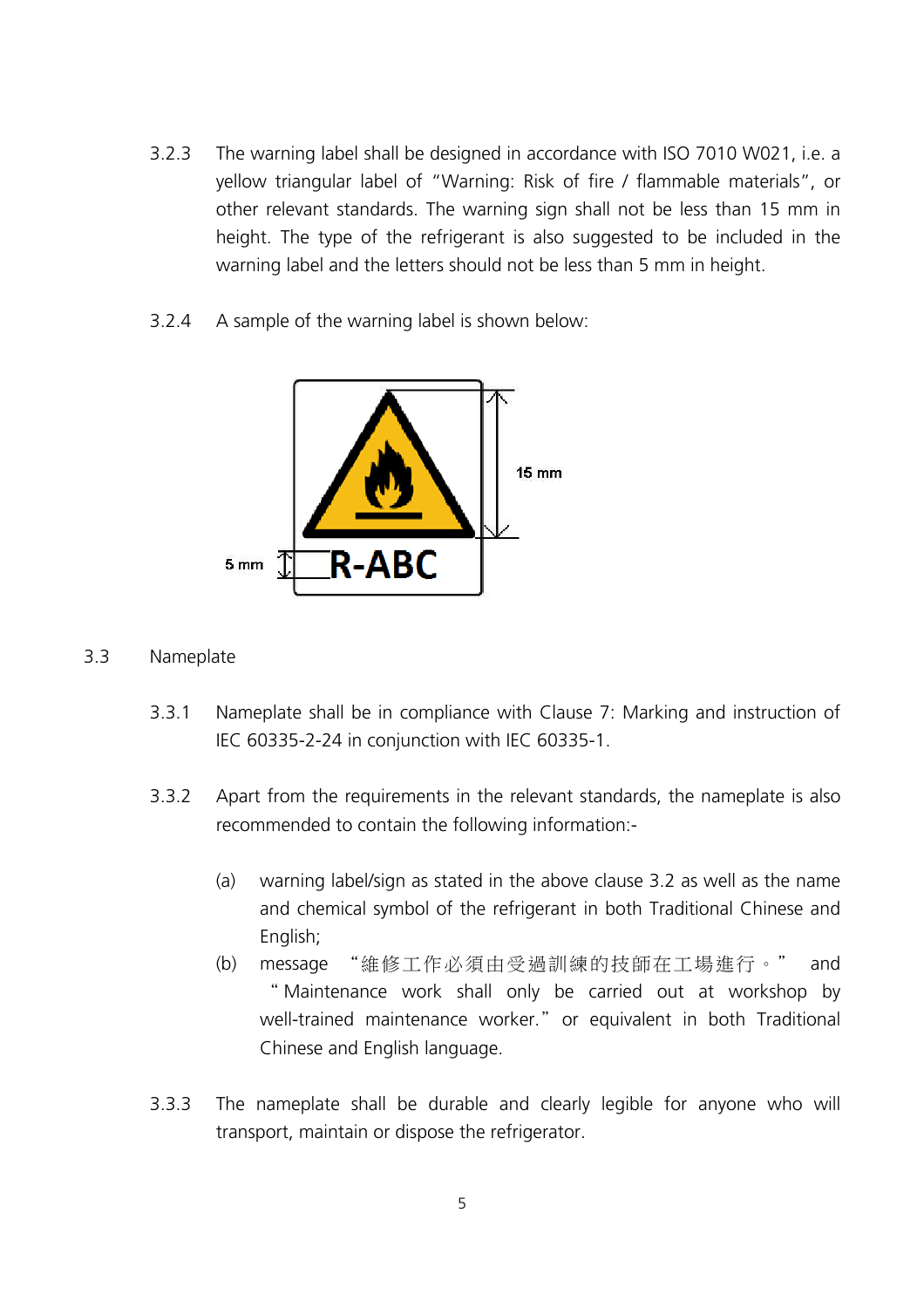3.2.3 The warning label shall be designed in accordance with ISO 7010 W021, i.e. a yellow triangular label of "Warning: Risk of fire / flammable materials", or other relevant standards. The warning sign shall not be less than 15 mm in height. The type of the refrigerant is also suggested to be included in the warning label and the letters should not be less than 5 mm in height.

3.2.4 A sample of the warning label is shown below:

## 3.3 Nameplate

3.3.1 Nameplate shall be in compliance with Clause 7: Marking and instruction of IEC 60335-2-24 in conjunction with IEC 60335-1.

3.3.2 Apart from the requirements in the relevant standards, the nameplate is also recommended to contain the following information:-

(a) warning label/sign as stated in the above clause 3.2 as well as the name and chemical symbol of the refrigerant in both Traditional Chinese and English;

(b) message "維修工作必須由受過訓練的技師在工場進行。" and "Maintenance work shall only be carried out at workshop by well-trained maintenance worker." or equivalent in both Traditional Chinese and English language.

3.3.3 The nameplate shall be durable and clearly legible for anyone who will transport, maintain or dispose the refrigerator.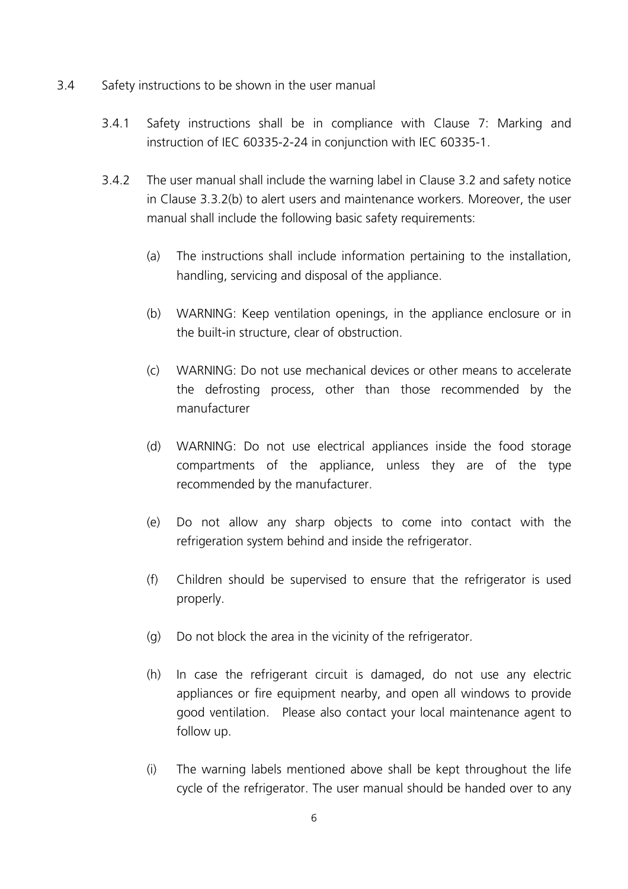3.4 Safety instructions to be shown in the user manual

3.4.1 Safety instructions shall be in compliance with Clause 7: Marking and instruction of IEC 60335-2-24 in conjunction with IEC 60335-1.

3.4.2 The user manual shall include the warning label in Clause 3.2 and safety notice in Clause 3.3.2(b) to alert users and maintenance workers. Moreover, the user manual shall include the following basic safety requirements:

(a) The instructions shall include information pertaining to the installation, handling, servicing and disposal of the appliance.

(b) WARNING: Keep ventilation openings, in the appliance enclosure or in the built-in structure, clear of obstruction.

(c) WARNING: Do not use mechanical devices or other means to accelerate the defrosting process, other than those recommended by the manufacturer

(d) WARNING: Do not use electrical appliances inside the food storage compartments of the appliance, unless they are of the type recommended by the manufacturer.

(e) Do not allow any sharp objects to come into contact with the refrigeration system behind and inside the refrigerator.

(f) Children should be supervised to ensure that the refrigerator is used properly.

(g) Do not block the area in the vicinity of the refrigerator.

(h) In case the refrigerant circuit is damaged, do not use any electric appliances or fire equipment nearby, and open all windows to provide good ventilation. Please also contact your local maintenance agent to follow up.

(i) The warning labels mentioned above shall be kept throughout the life cycle of the refrigerator. The user manual should be handed over to any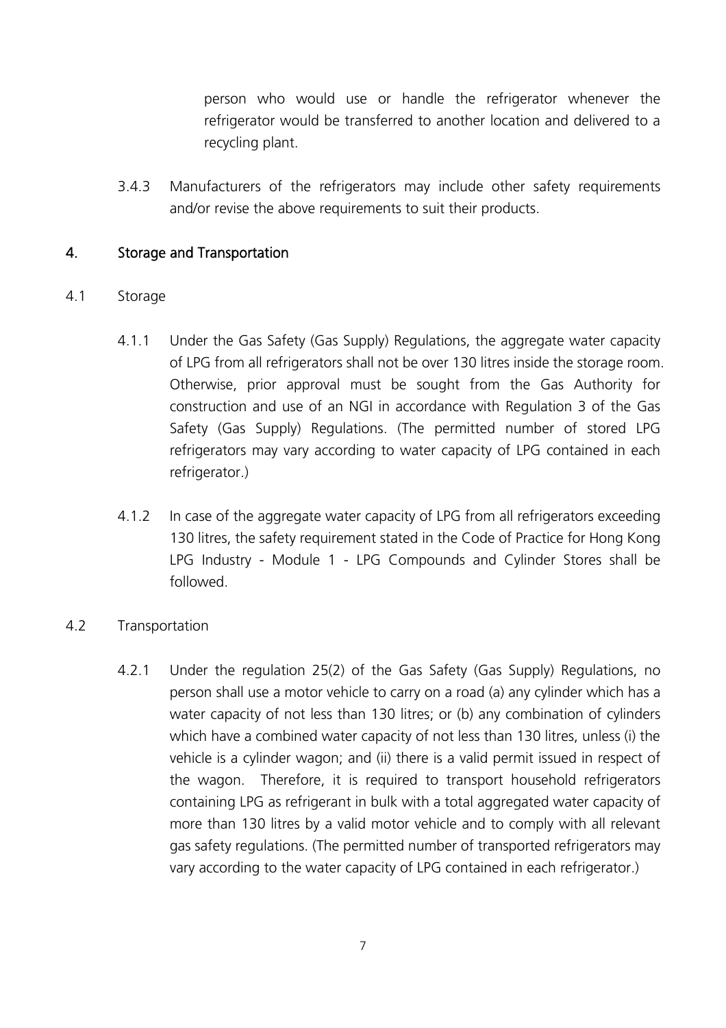person who would use or handle the refrigerator whenever the refrigerator would be transferred to another location and delivered to a recycling plant.

3.4.3 Manufacturers of the refrigerators may include other safety requirements and/or revise the above requirements to suit their products.

## 4. Storage and Transportation

### 4.1 Storage

4.1.1 Under the Gas Safety (Gas Supply) Regulations, the aggregate water capacity of LPG from all refrigerators shall not be over 130 litres inside the storage room. Otherwise, prior approval must be sought from the Gas Authority for construction and use of an NGI in accordance with Regulation 3 of the Gas Safety (Gas Supply) Regulations. (The permitted number of stored LPG refrigerators may vary according to water capacity of LPG contained in each refrigerator.)

4.1.2 In case of the aggregate water capacity of LPG from all refrigerators exceeding 130 litres, the safety requirement stated in the Code of Practice for Hong Kong LPG Industry - Module 1 - LPG Compounds and Cylinder Stores shall be followed.

### 4.2 Transportation

4.2.1 Under the regulation 25(2) of the Gas Safety (Gas Supply) Regulations, no person shall use a motor vehicle to carry on a road (a) any cylinder which has a water capacity of not less than 130 litres; or (b) any combination of cylinders which have a combined water capacity of not less than 130 litres, unless (i) the vehicle is a cylinder wagon; and (ii) there is a valid permit issued in respect of the wagon. Therefore, it is required to transport household refrigerators containing LPG as refrigerant in bulk with a total aggregated water capacity of more than 130 litres by a valid motor vehicle and to comply with all relevant gas safety regulations. (The permitted number of transported refrigerators may vary according to the water capacity of LPG contained in each refrigerator.)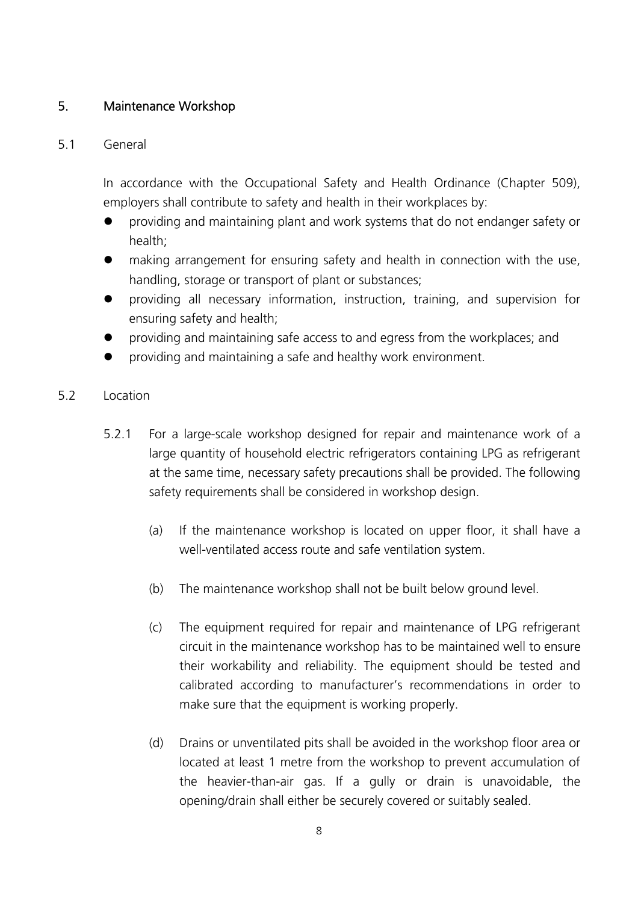## 5. Maintenance Workshop

### 5.1 General

In accordance with the Occupational Safety and Health Ordinance (Chapter 509), employers shall contribute to safety and health in their workplaces by:

- providing and maintaining plant and work systems that do not endanger safety or health;
- making arrangement for ensuring safety and health in connection with the use, handling, storage or transport of plant or substances;
- providing all necessary information, instruction, training, and supervision for ensuring safety and health;
- providing and maintaining safe access to and egress from the workplaces; and
- providing and maintaining a safe and healthy work environment.

### 5.2 Location

5.2.1 For a large-scale workshop designed for repair and maintenance work of a large quantity of household electric refrigerators containing LPG as refrigerant at the same time, necessary safety precautions shall be provided. The following safety requirements shall be considered in workshop design.

(a) If the maintenance workshop is located on upper floor, it shall have a well-ventilated access route and safe ventilation system.

(b) The maintenance workshop shall not be built below ground level.

(c) The equipment required for repair and maintenance of LPG refrigerant circuit in the maintenance workshop has to be maintained well to ensure their workability and reliability. The equipment should be tested and calibrated according to manufacturer's recommendations in order to make sure that the equipment is working properly.

(d) Drains or unventilated pits shall be avoided in the workshop floor area or located at least 1 metre from the workshop to prevent accumulation of the heavier-than-air gas. If a gully or drain is unavoidable, the opening/drain shall either be securely covered or suitably sealed.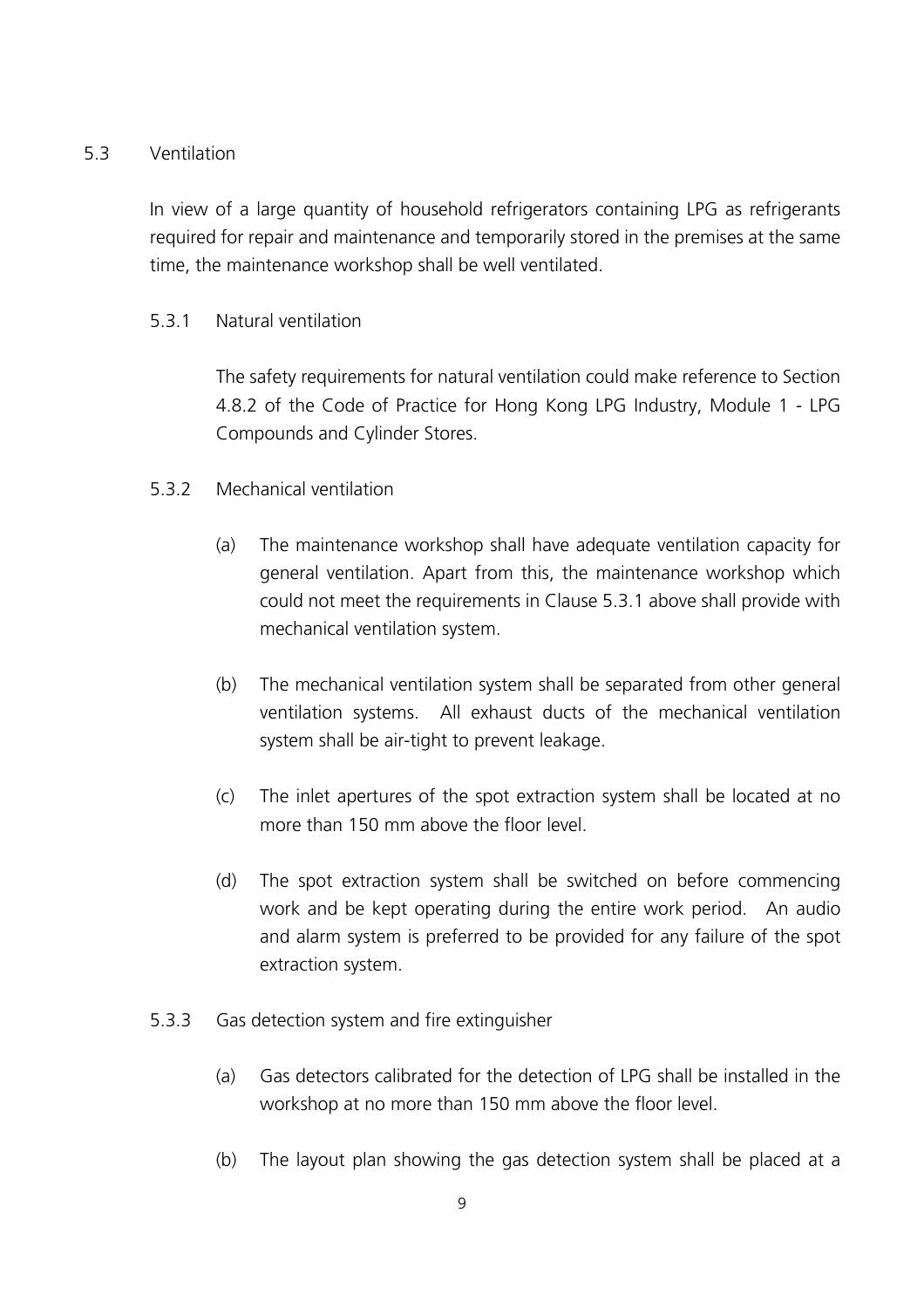## 5.3 Ventilation

In view of a large quantity of household refrigerators containing LPG as refrigerants required for repair and maintenance and temporarily stored in the premises at the same time, the maintenance workshop shall be well ventilated.

### 5.3.1 Natural ventilation

The safety requirements for natural ventilation could make reference to Section 4.8.2 of the Code of Practice for Hong Kong LPG Industry, Module 1 - LPG Compounds and Cylinder Stores.

### 5.3.2 Mechanical ventilation

(a) The maintenance workshop shall have adequate ventilation capacity for general ventilation. Apart from this, the maintenance workshop which could not meet the requirements in Clause 5.3.1 above shall provide with mechanical ventilation system.

(b) The mechanical ventilation system shall be separated from other general ventilation systems. All exhaust ducts of the mechanical ventilation system shall be air-tight to prevent leakage.

(c) The inlet apertures of the spot extraction system shall be located at no more than 150 mm above the floor level.

(d) The spot extraction system shall be switched on before commencing work and be kept operating during the entire work period. An audio and alarm system is preferred to be provided for any failure of the spot extraction system.

### 5.3.3 Gas detection system and fire extinguisher

(a) Gas detectors calibrated for the detection of LPG shall be installed in the workshop at no more than 150 mm above the floor level.

(b) The layout plan showing the gas detection system shall be placed at a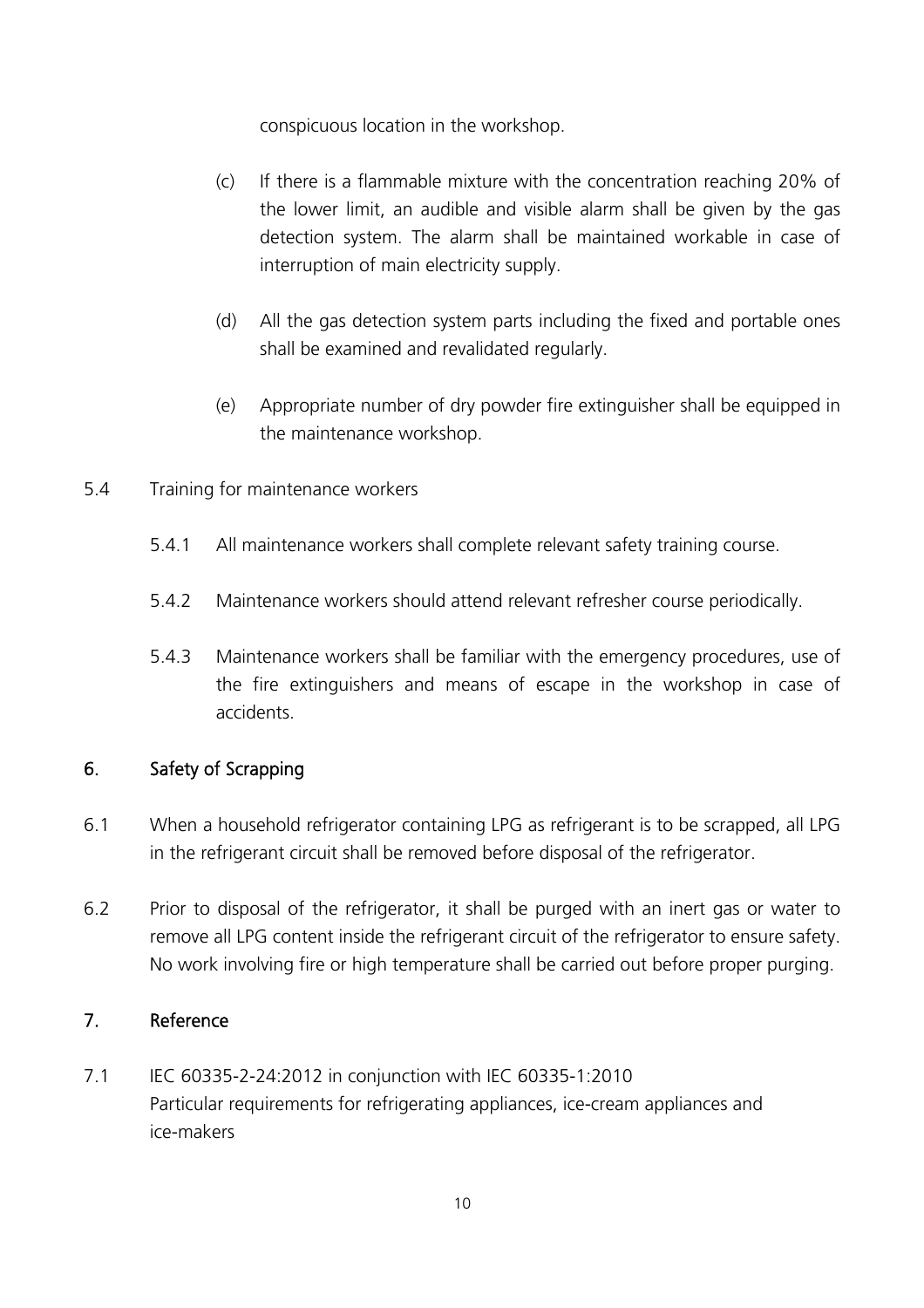conspicuous location in the workshop.

(c) If there is a flammable mixture with the concentration reaching 20% of the lower limit, an audible and visible alarm shall be given by the gas detection system. The alarm shall be maintained workable in case of interruption of main electricity supply.

(d) All the gas detection system parts including the fixed and portable ones shall be examined and revalidated regularly.

(e) Appropriate number of dry powder fire extinguisher shall be equipped in the maintenance workshop.

5.4 Training for maintenance workers

5.4.1 All maintenance workers shall complete relevant safety training course.

5.4.2 Maintenance workers should attend relevant refresher course periodically.

5.4.3 Maintenance workers shall be familiar with the emergency procedures, use of the fire extinguishers and means of escape in the workshop in case of accidents.

## 6. Safety of Scrapping

6.1 When a household refrigerator containing LPG as refrigerant is to be scrapped, all LPG in the refrigerant circuit shall be removed before disposal of the refrigerator.

6.2 Prior to disposal of the refrigerator, it shall be purged with an inert gas or water to remove all LPG content inside the refrigerant circuit of the refrigerator to ensure safety. No work involving fire or high temperature shall be carried out before proper purging.

## 7. Reference

7.1 IEC 60335-2-24:2012 in conjunction with IEC 60335-1:2010
Particular requirements for refrigerating appliances, ice-cream appliances and ice-makers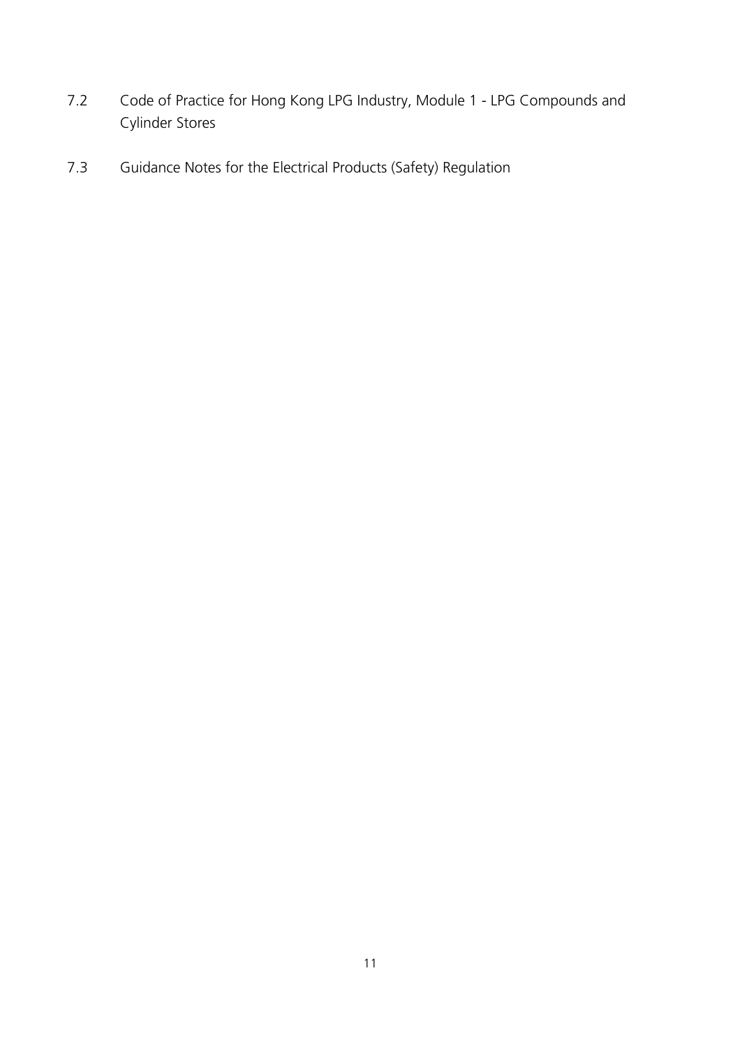7.2 Code of Practice for Hong Kong LPG Industry, Module 1 - LPG Compounds and Cylinder Stores

7.3 Guidance Notes for the Electrical Products (Safety) Regulation